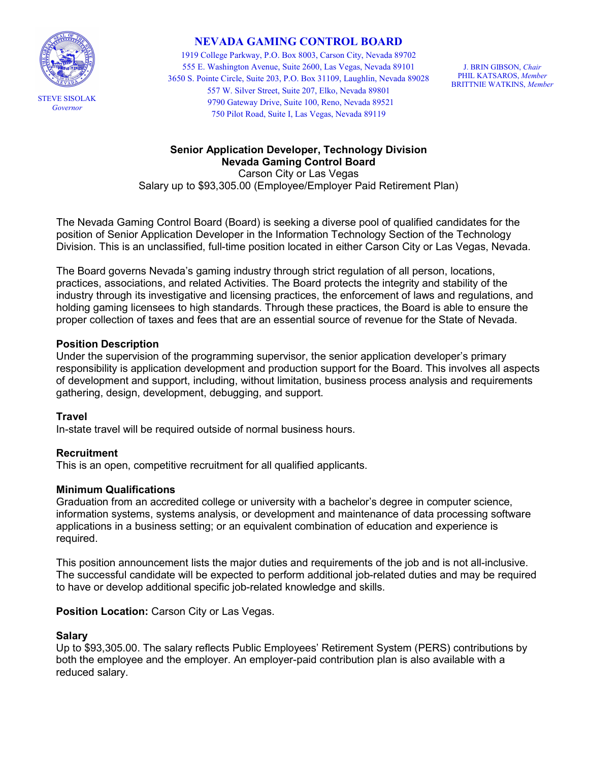STEVE SISOLAK
*Governor*

# NEVADA GAMING CONTROL BOARD

1919 College Parkway, P.O. Box 8003, Carson City, Nevada 89702
555 E. Washington Avenue, Suite 2600, Las Vegas, Nevada 89101
3650 S. Pointe Circle, Suite 203, P.O. Box 31109, Laughlin, Nevada 89028
557 W. Silver Street, Suite 207, Elko, Nevada 89801
9790 Gateway Drive, Suite 100, Reno, Nevada 89521
750 Pilot Road, Suite I, Las Vegas, Nevada 89119

J. BRIN GIBSON, *Chair*
PHIL KATSAROS, *Member*
BRITTNIE WATKINS, *Member*

## Senior Application Developer, Technology Division
## Nevada Gaming Control Board

Carson City or Las Vegas
Salary up to $93,305.00 (Employee/Employer Paid Retirement Plan)

The Nevada Gaming Control Board (Board) is seeking a diverse pool of qualified candidates for the position of Senior Application Developer in the Information Technology Section of the Technology Division. This is an unclassified, full-time position located in either Carson City or Las Vegas, Nevada.

The Board governs Nevada's gaming industry through strict regulation of all person, locations, practices, associations, and related Activities. The Board protects the integrity and stability of the industry through its investigative and licensing practices, the enforcement of laws and regulations, and holding gaming licensees to high standards. Through these practices, the Board is able to ensure the proper collection of taxes and fees that are an essential source of revenue for the State of Nevada.

### Position Description

Under the supervision of the programming supervisor, the senior application developer's primary responsibility is application development and production support for the Board. This involves all aspects of development and support, including, without limitation, business process analysis and requirements gathering, design, development, debugging, and support.

### Travel

In-state travel will be required outside of normal business hours.

### Recruitment

This is an open, competitive recruitment for all qualified applicants.

### Minimum Qualifications

Graduation from an accredited college or university with a bachelor's degree in computer science, information systems, systems analysis, or development and maintenance of data processing software applications in a business setting; or an equivalent combination of education and experience is required.

This position announcement lists the major duties and requirements of the job and is not all-inclusive. The successful candidate will be expected to perform additional job-related duties and may be required to have or develop additional specific job-related knowledge and skills.

**Position Location:** Carson City or Las Vegas.

### Salary

Up to $93,305.00. The salary reflects Public Employees' Retirement System (PERS) contributions by both the employee and the employer. An employer-paid contribution plan is also available with a reduced salary.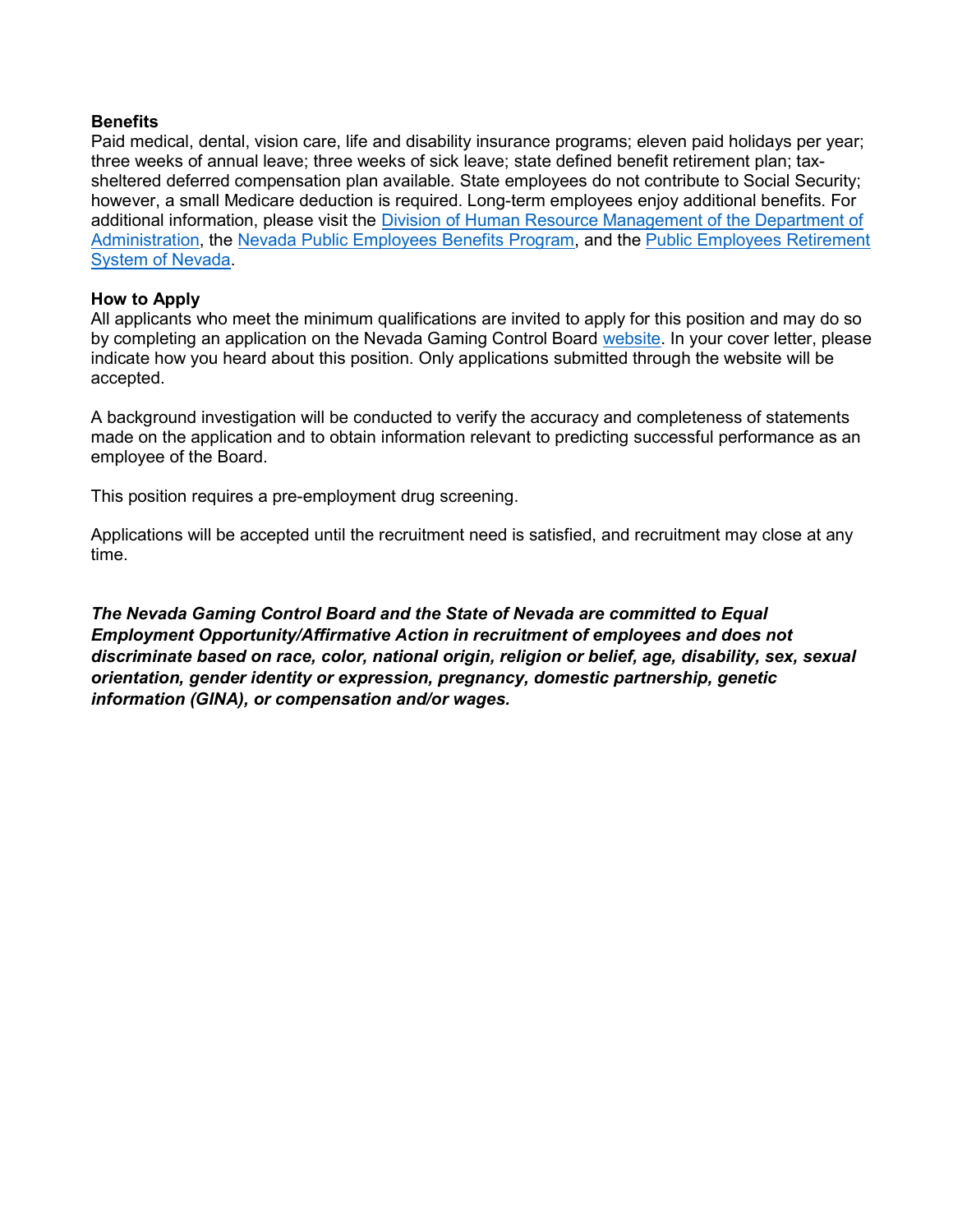**Benefits**

Paid medical, dental, vision care, life and disability insurance programs; eleven paid holidays per year; three weeks of annual leave; three weeks of sick leave; state defined benefit retirement plan; tax-sheltered deferred compensation plan available. State employees do not contribute to Social Security; however, a small Medicare deduction is required. Long-term employees enjoy additional benefits. For additional information, please visit the Division of Human Resource Management of the Department of Administration, the Nevada Public Employees Benefits Program, and the Public Employees Retirement System of Nevada.

**How to Apply**

All applicants who meet the minimum qualifications are invited to apply for this position and may do so by completing an application on the Nevada Gaming Control Board website. In your cover letter, please indicate how you heard about this position. Only applications submitted through the website will be accepted.

A background investigation will be conducted to verify the accuracy and completeness of statements made on the application and to obtain information relevant to predicting successful performance as an employee of the Board.

This position requires a pre-employment drug screening.

Applications will be accepted until the recruitment need is satisfied, and recruitment may close at any time.

***The Nevada Gaming Control Board and the State of Nevada are committed to Equal Employment Opportunity/Affirmative Action in recruitment of employees and does not discriminate based on race, color, national origin, religion or belief, age, disability, sex, sexual orientation, gender identity or expression, pregnancy, domestic partnership, genetic information (GINA), or compensation and/or wages.***